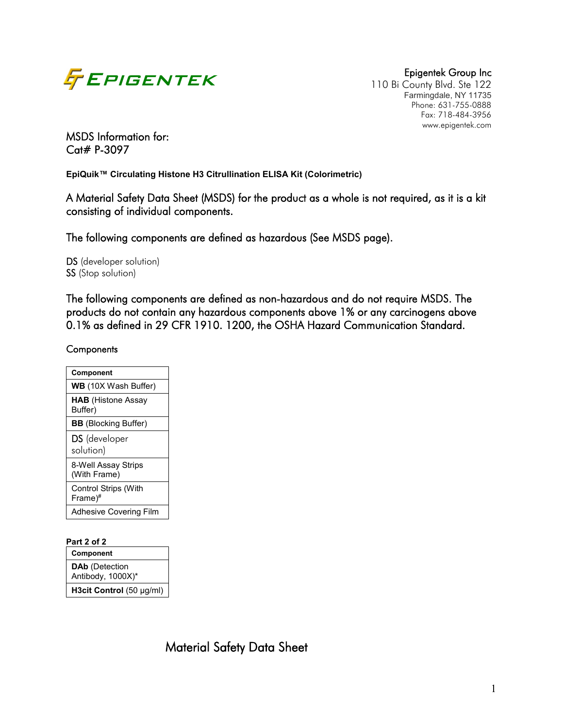Epigentek Group Inc
110 Bi County Blvd. Ste 122
Farmingdale, NY 11735
Phone: 631-755-0888
Fax: 718-484-3956
www.epigentek.com

## MSDS Information for:
## Cat# P-3097

**EpiQuik™ Circulating Histone H3 Citrullination ELISA Kit (Colorimetric)**

A Material Safety Data Sheet (MSDS) for the product as a whole is not required, as it is a kit consisting of individual components.

The following components are defined as hazardous (See MSDS page).

**DS** (developer solution)
**SS** (Stop solution)

The following components are defined as non-hazardous and do not require MSDS. The products do not contain any hazardous components above 1% or any carcinogens above 0.1% as defined in 29 CFR 1910. 1200, the OSHA Hazard Communication Standard.

Components

| Component |
|---|
| **WB** (10X Wash Buffer) |
| **HAB** (Histone Assay Buffer) |
| **BB** (Blocking Buffer) |
| DS (developer solution) |
| 8-Well Assay Strips (With Frame) |
| Control Strips (With Frame)# |
| Adhesive Covering Film |

**Part 2 of 2**

| Component |
|---|
| **DAb** (Detection Antibody, 1000X)* |
| **H3cit Control** (50 µg/ml) |

## Material Safety Data Sheet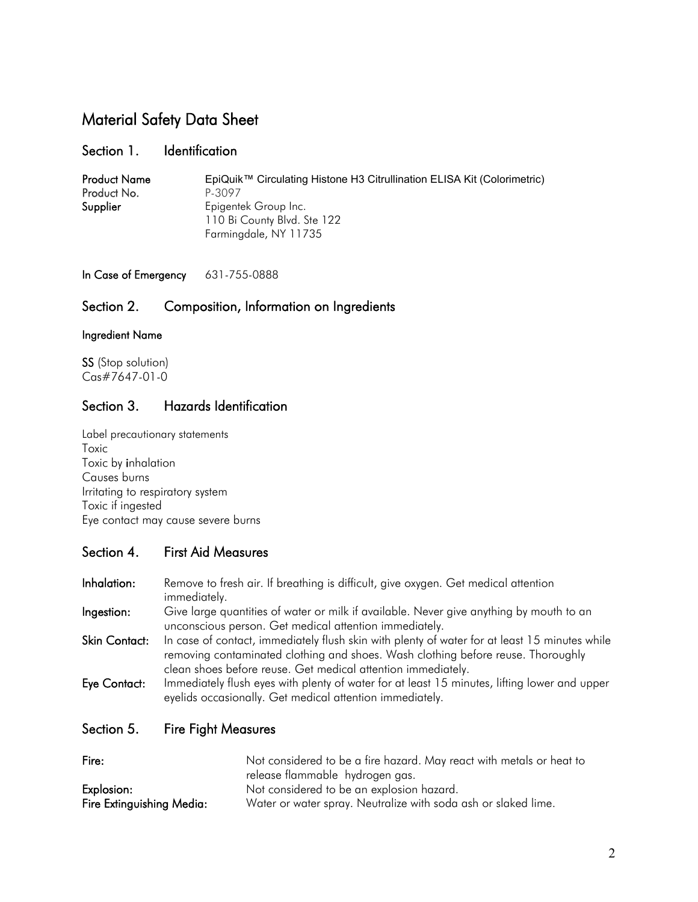# Material Safety Data Sheet

## Section 1. Identification

**Product Name** EpiQuik™ Circulating Histone H3 Citrullination ELISA Kit (Colorimetric)
**Product No.** P-3097
**Supplier** Epigentek Group Inc.
110 Bi County Blvd. Ste 122
Farmingdale, NY 11735

**In Case of Emergency** 631-755-0888

## Section 2. Composition, Information on Ingredients

**Ingredient Name**

**SS** (Stop solution)
Cas#7647-01-0

## Section 3. Hazards Identification

Label precautionary statements
Toxic
Toxic by inhalation
Causes burns
Irritating to respiratory system
Toxic if ingested
Eye contact may cause severe burns

## Section 4. First Aid Measures

**Inhalation:** Remove to fresh air. If breathing is difficult, give oxygen. Get medical attention immediately.

**Ingestion:** Give large quantities of water or milk if available. Never give anything by mouth to an unconscious person. Get medical attention immediately.

**Skin Contact:** In case of contact, immediately flush skin with plenty of water for at least 15 minutes while removing contaminated clothing and shoes. Wash clothing before reuse. Thoroughly clean shoes before reuse. Get medical attention immediately.

**Eye Contact:** Immediately flush eyes with plenty of water for at least 15 minutes, lifting lower and upper eyelids occasionally. Get medical attention immediately.

## Section 5. Fire Fight Measures

**Fire:** Not considered to be a fire hazard. May react with metals or heat to release flammable hydrogen gas.

**Explosion:** Not considered to be an explosion hazard.

**Fire Extinguishing Media:** Water or water spray. Neutralize with soda ash or slaked lime.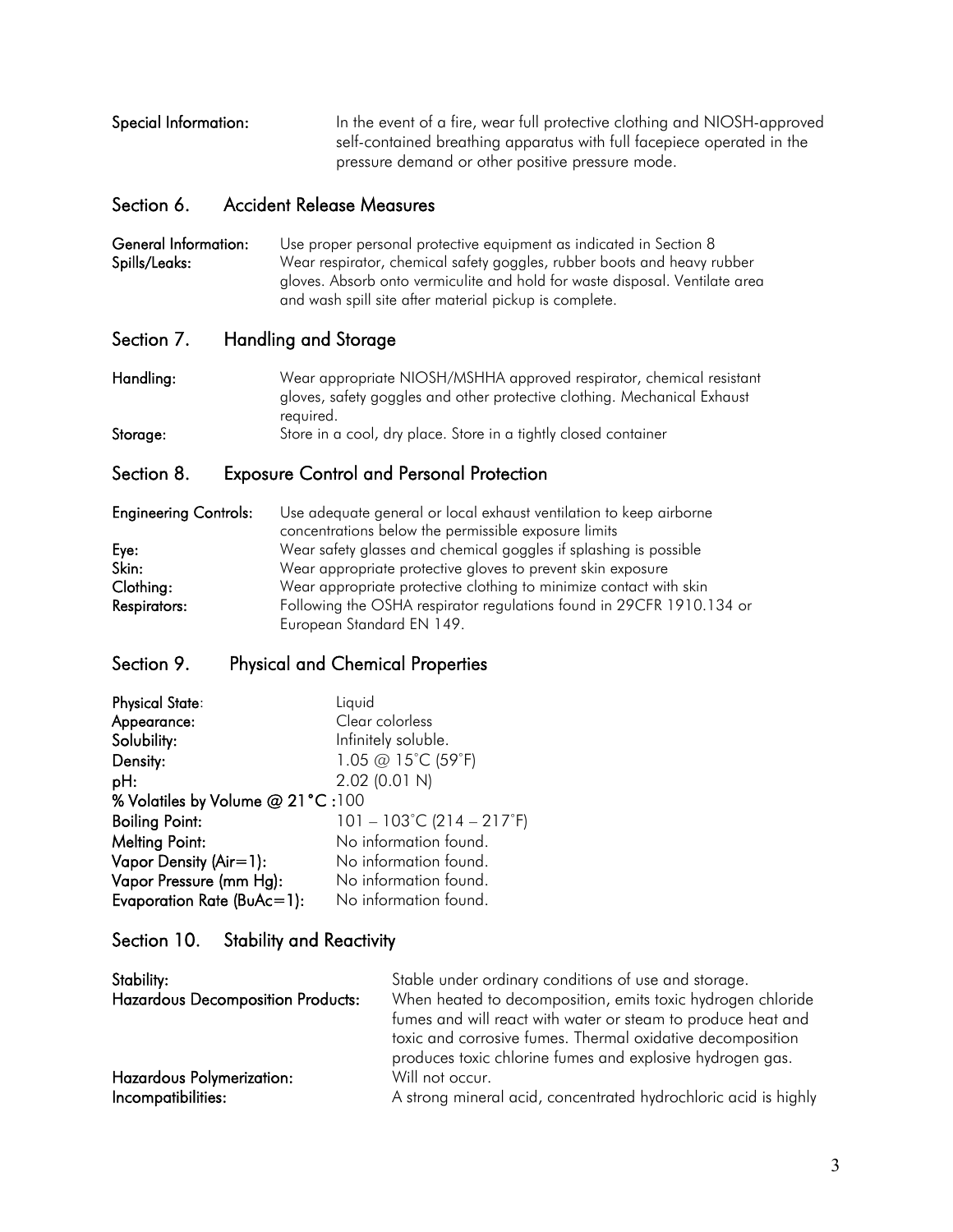**Special Information:** In the event of a fire, wear full protective clothing and NIOSH-approved self-contained breathing apparatus with full facepiece operated in the pressure demand or other positive pressure mode.

## Section 6. Accident Release Measures

**General Information:** Use proper personal protective equipment as indicated in Section 8

**Spills/Leaks:** Wear respirator, chemical safety goggles, rubber boots and heavy rubber gloves. Absorb onto vermiculite and hold for waste disposal. Ventilate area and wash spill site after material pickup is complete.

## Section 7. Handling and Storage

**Handling:** Wear appropriate NIOSH/MSHHA approved respirator, chemical resistant gloves, safety goggles and other protective clothing. Mechanical Exhaust required.

**Storage:** Store in a cool, dry place. Store in a tightly closed container

## Section 8. Exposure Control and Personal Protection

**Engineering Controls:** Use adequate general or local exhaust ventilation to keep airborne concentrations below the permissible exposure limits

**Eye:** Wear safety glasses and chemical goggles if splashing is possible

**Skin:** Wear appropriate protective gloves to prevent skin exposure

**Clothing:** Wear appropriate protective clothing to minimize contact with skin

**Respirators:** Following the OSHA respirator regulations found in 29CFR 1910.134 or European Standard EN 149.

## Section 9. Physical and Chemical Properties

**Physical State**: Liquid

**Appearance:** Clear colorless

**Solubility:** Infinitely soluble.

**Density:** 1.05 @ 15˚C (59˚F)

**pH:** 2.02 (0.01 N)

**% Volatiles by Volume @ 21°C :** 100

**Boiling Point:** 101 – 103˚C (214 – 217˚F)

**Melting Point:** No information found.

**Vapor Density (Air=1):** No information found.

**Vapor Pressure (mm Hg):** No information found.

**Evaporation Rate (BuAc=1):** No information found.

## Section 10. Stability and Reactivity

**Stability:** Stable under ordinary conditions of use and storage.

**Hazardous Decomposition Products:** When heated to decomposition, emits toxic hydrogen chloride fumes and will react with water or steam to produce heat and toxic and corrosive fumes. Thermal oxidative decomposition produces toxic chlorine fumes and explosive hydrogen gas.

**Hazardous Polymerization:** Will not occur.

**Incompatibilities:** A strong mineral acid, concentrated hydrochloric acid is highly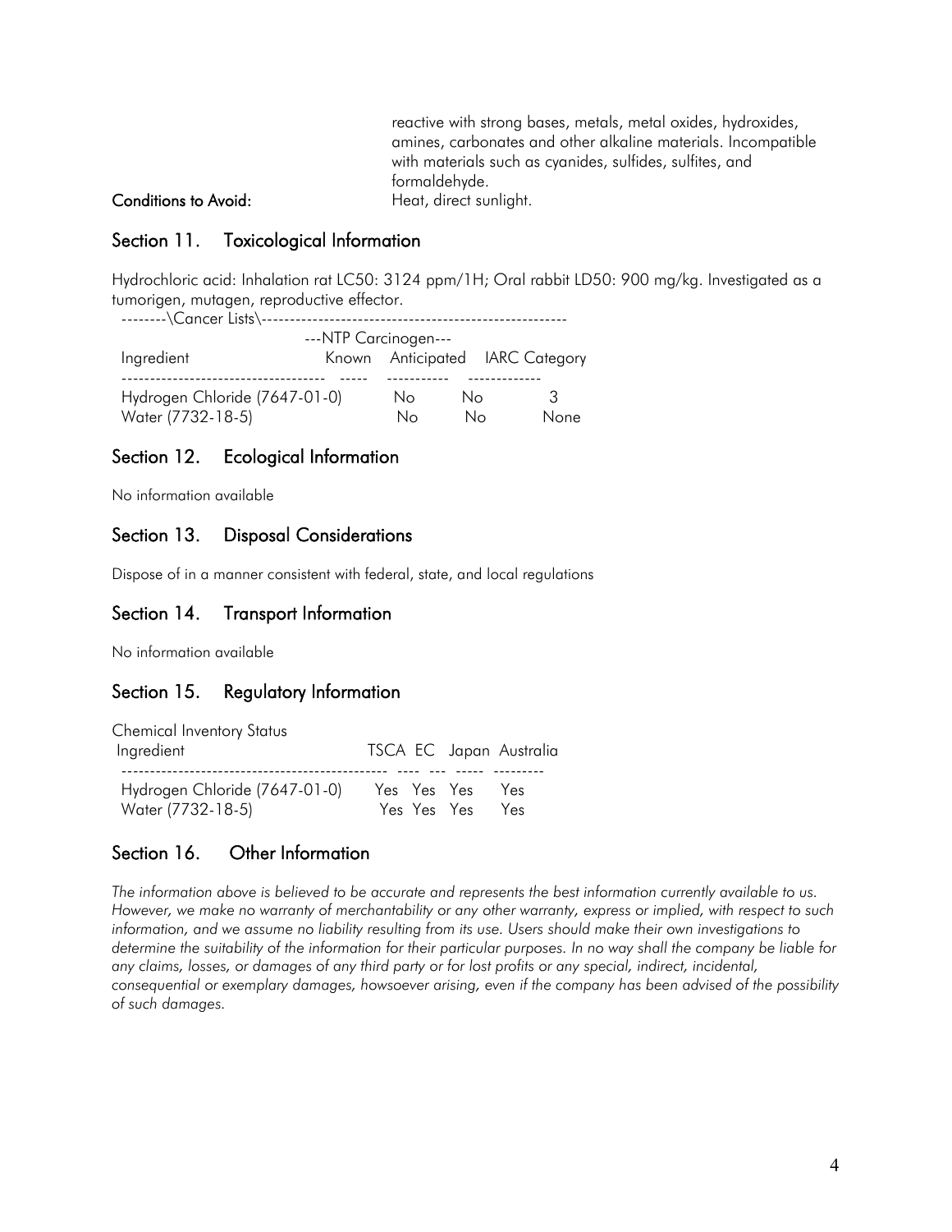reactive with strong bases, metals, metal oxides, hydroxides, amines, carbonates and other alkaline materials. Incompatible with materials such as cyanides, sulfides, sulfites, and formaldehyde.

**Conditions to Avoid:** Heat, direct sunlight.

## Section 11. Toxicological Information

Hydrochloric acid: Inhalation rat LC50: 3124 ppm/1H; Oral rabbit LD50: 900 mg/kg. Investigated as a tumorigen, mutagen, reproductive effector.

--------\Cancer Lists\------------------------------------------------------

| Ingredient | ---NTP Carcinogen--- Known | Anticipated | IARC Category |
|---|---|---|---|
| Hydrogen Chloride (7647-01-0) | No | No | 3 |
| Water (7732-18-5) | No | No | None |

## Section 12. Ecological Information

No information available

## Section 13. Disposal Considerations

Dispose of in a manner consistent with federal, state, and local regulations

## Section 14. Transport Information

No information available

## Section 15. Regulatory Information

Chemical Inventory Status

| Ingredient | TSCA | EC | Japan | Australia |
|---|---|---|---|---|
| Hydrogen Chloride (7647-01-0) | Yes | Yes | Yes | Yes |
| Water (7732-18-5) | Yes | Yes | Yes | Yes |

## Section 16. Other Information

*The information above is believed to be accurate and represents the best information currently available to us. However, we make no warranty of merchantability or any other warranty, express or implied, with respect to such information, and we assume no liability resulting from its use. Users should make their own investigations to determine the suitability of the information for their particular purposes. In no way shall the company be liable for any claims, losses, or damages of any third party or for lost profits or any special, indirect, incidental, consequential or exemplary damages, howsoever arising, even if the company has been advised of the possibility of such damages.*